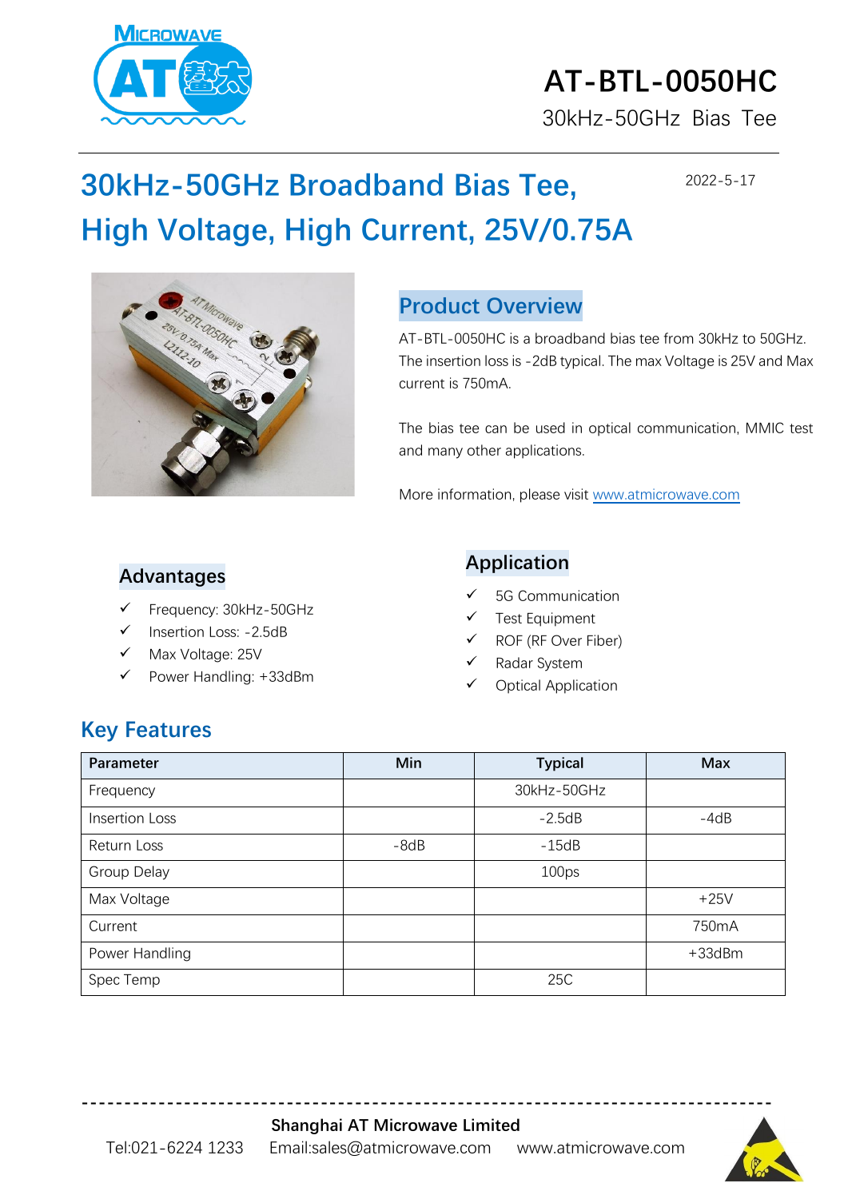# AT-BTL-0050HC

30kHz-50GHz Bias Tee

## 30kHz-50GHz Broadband Bias Tee, High Voltage, High Current, 25V/0.75A

2022-5-17

### Product Overview

AT-BTL-0050HC is a broadband bias tee from 30kHz to 50GHz. The insertion loss is -2dB typical. The max Voltage is 25V and Max current is 750mA.

The bias tee can be used in optical communication, MMIC test and many other applications.

More information, please visit www.atmicrowave.com

### Advantages

- ✓ Frequency: 30kHz-50GHz
- ✓ Insertion Loss: -2.5dB
- ✓ Max Voltage: 25V
- ✓ Power Handling: +33dBm

### Application

- ✓ 5G Communication
- ✓ Test Equipment
- ✓ ROF (RF Over Fiber)
- ✓ Radar System
- ✓ Optical Application

## Key Features

| Parameter | Min | Typical | Max |
|---|---|---|---|
| Frequency | | 30kHz-50GHz | |
| Insertion Loss | | -2.5dB | -4dB |
| Return Loss | -8dB | -15dB | |
| Group Delay | | 100ps | |
| Max Voltage | | | +25V |
| Current | | | 750mA |
| Power Handling | | | +33dBm |
| Spec Temp | | 25C | |

**Shanghai AT Microwave Limited**

Tel:021-6224 1233 Email:sales@atmicrowave.com www.atmicrowave.com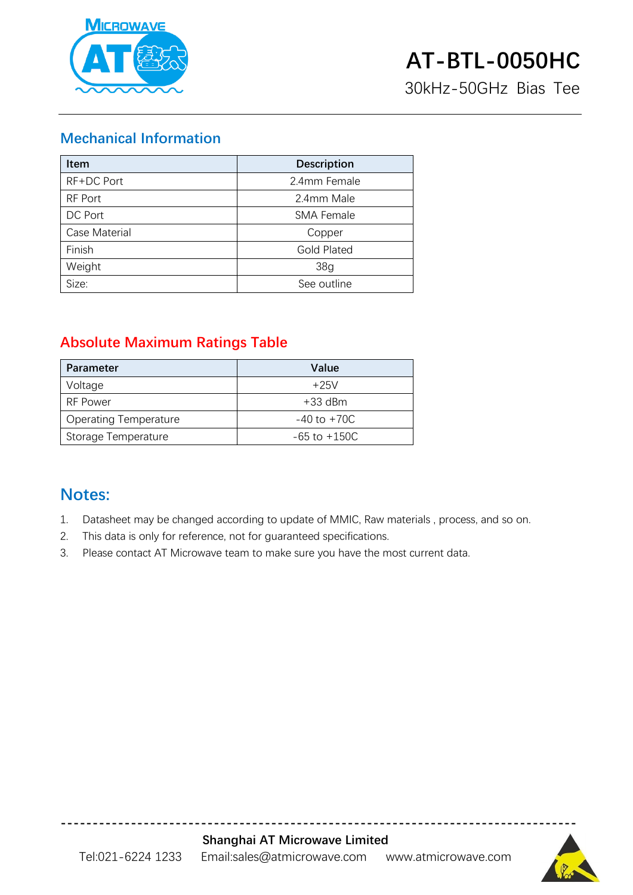# AT-BTL-0050HC

30kHz-50GHz Bias Tee

## Mechanical Information

| Item | Description |
|---|---|
| RF+DC Port | 2.4mm Female |
| RF Port | 2.4mm Male |
| DC Port | SMA Female |
| Case Material | Copper |
| Finish | Gold Plated |
| Weight | 38g |
| Size: | See outline |

## Absolute Maximum Ratings Table

| Parameter | Value |
|---|---|
| Voltage | +25V |
| RF Power | +33 dBm |
| Operating Temperature | -40 to +70C |
| Storage Temperature | -65 to +150C |

## Notes:

1. Datasheet may be changed according to update of MMIC, Raw materials , process, and so on.
2. This data is only for reference, not for guaranteed specifications.
3. Please contact AT Microwave team to make sure you have the most current data.

**Shanghai AT Microwave Limited**

Tel:021-6224 1233 Email:sales@atmicrowave.com www.atmicrowave.com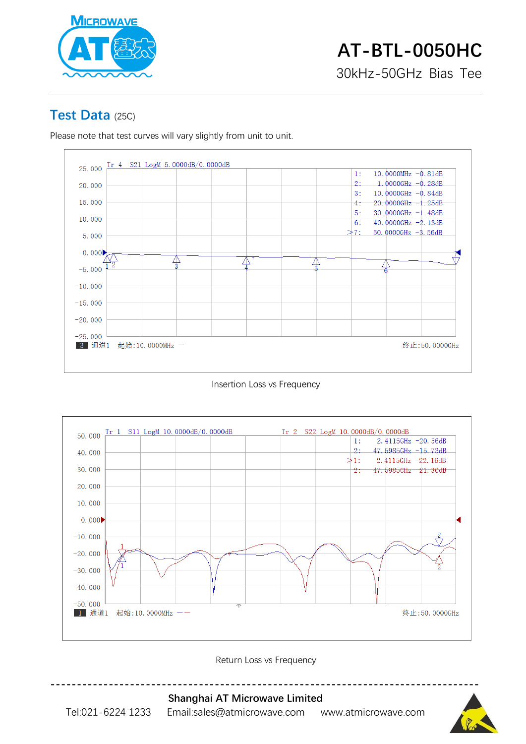## Test Data (25C)

Please note that test curves will vary slightly from unit to unit.

Tr 4 S21 LogM 5.0000dB/0.0000dB

| Marker | Frequency | Value |
|---|---|---|
| 1: | 10.0000MHz | -0.81dB |
| 2: | 1.0000GHz | -0.28dB |
| 3: | 10.0000GHz | -0.84dB |
| 4: | 20.0000GHz | -1.25dB |
| 5: | 30.0000GHz | -1.48dB |
| 6: | 40.0000GHz | -2.13dB |
| >7: | 50.0000GHz | -3.56dB |

通道1 起始:10.0000MHz 终止:50.0000GHz

Insertion Loss vs Frequency

Tr 1 S11 LogM 10.0000dB/0.0000dB Tr 2 S22 LogM 10.0000dB/0.0000dB

| Marker | Frequency | Value |
|---|---|---|
| 1: | 2.4115GHz | -20.56dB |
| 2: | 47.5985GHz | -15.73dB |
| >1: | 2.4115GHz | -22.16dB |
| 2: | 47.5985GHz | -21.36dB |

通道1 起始:10.0000MHz 终止:50.0000GHz

Return Loss vs Frequency

**Shanghai AT Microwave Limited**

Tel:021-6224 1233 Email:sales@atmicrowave.com www.atmicrowave.com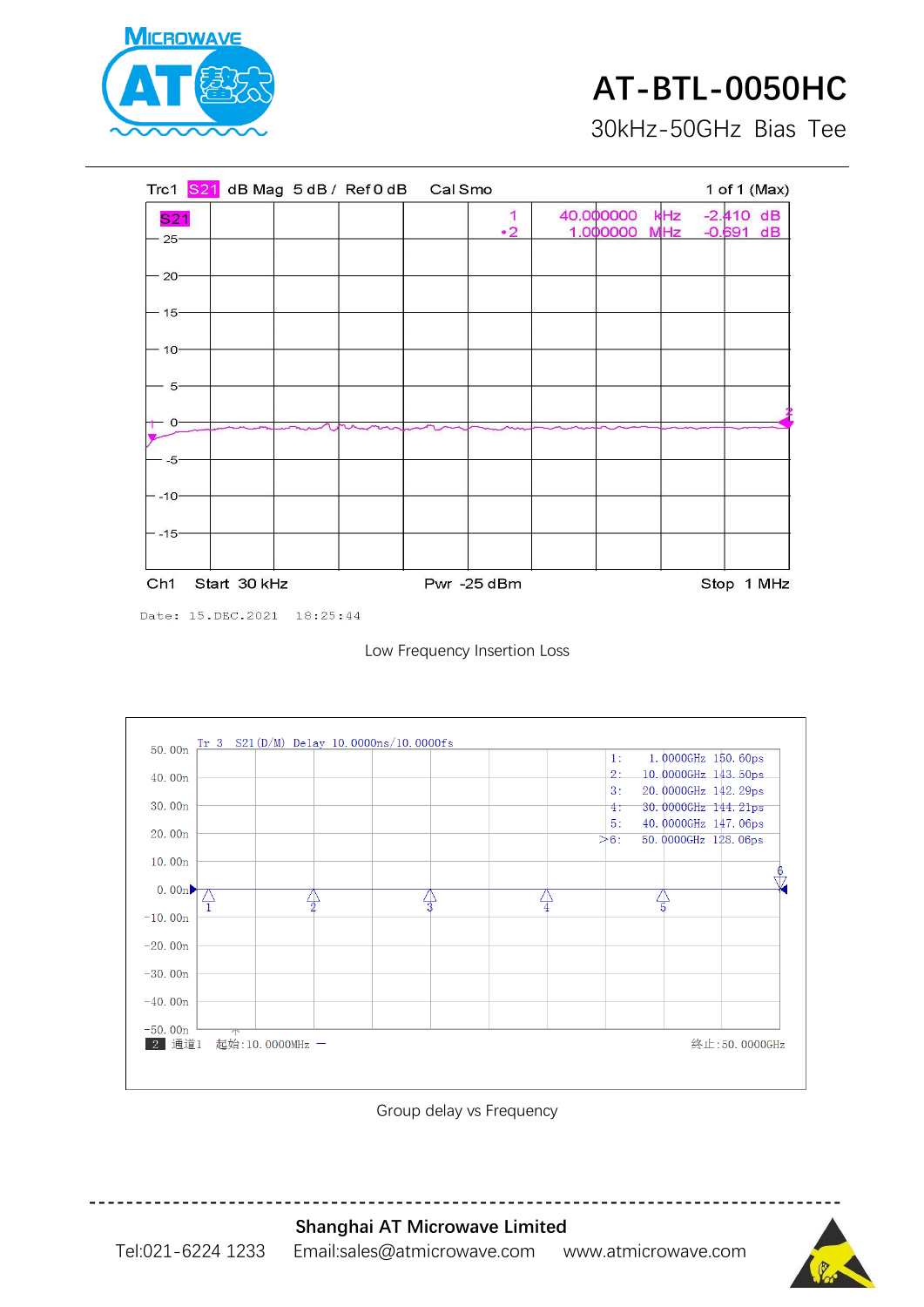# AT-BTL-0050HC

30kHz-50GHz Bias Tee

Trc1 S21 dB Mag 5 dB / Ref 0 dB Cal Smo 1 of 1 (Max)

| Marker | Frequency | Value |
|---|---|---|
| 1 | 40.000000 kHz | -2.410 dB |
| •2 | 1.000000 MHz | -0.691 dB |

Ch1 Start 30 kHz Pwr -25 dBm Stop 1 MHz

Date: 15.DEC.2021 18:25:44

Low Frequency Insertion Loss

Tr 3 S21(D/M) Delay 10.0000ns/10.0000fs

| Marker | Frequency | Delay |
|---|---|---|
| 1: | 1.0000GHz | 150.60ps |
| 2: | 10.0000GHz | 143.50ps |
| 3: | 20.0000GHz | 142.29ps |
| 4: | 30.0000GHz | 144.21ps |
| 5: | 40.0000GHz | 147.06ps |
| >6: | 50.0000GHz | 128.06ps |

2 通道1 起始:10.0000MHz — 终止:50.0000GHz

Group delay vs Frequency

---

**Shanghai AT Microwave Limited**

Tel:021-6224 1233 Email:sales@atmicrowave.com www.atmicrowave.com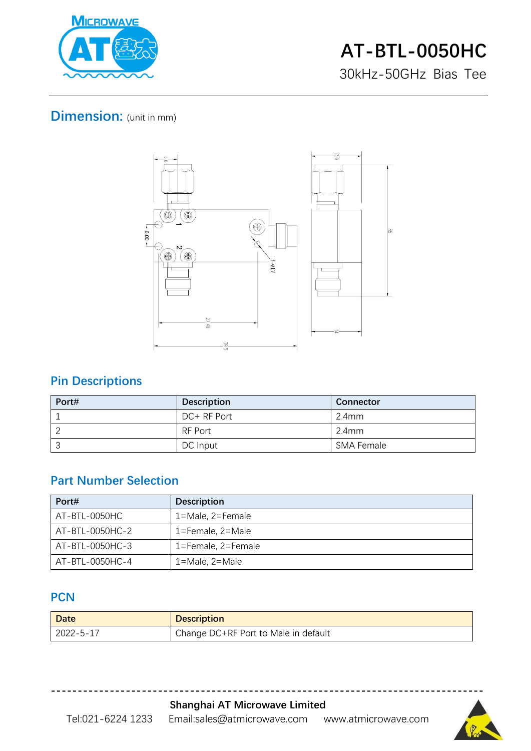# AT-BTL-0050HC

30kHz-50GHz Bias Tee

## Dimension: (unit in mm)

6.6
12.9
6.00
1
2
3-φ17
56
27.49
39.5
14

## Pin Descriptions

| Port# | Description | Connector |
| --- | --- | --- |
| 1 | DC+ RF Port | 2.4mm |
| 2 | RF Port | 2.4mm |
| 3 | DC Input | SMA Female |

## Part Number Selection

| Port# | Description |
| --- | --- |
| AT-BTL-0050HC | 1=Male, 2=Female |
| AT-BTL-0050HC-2 | 1=Female, 2=Male |
| AT-BTL-0050HC-3 | 1=Female, 2=Female |
| AT-BTL-0050HC-4 | 1=Male, 2=Male |

## PCN

| Date | Description |
| --- | --- |
| 2022-5-17 | Change DC+RF Port to Male in default |

**Shanghai AT Microwave Limited**

Tel:021-6224 1233 Email:sales@atmicrowave.com www.atmicrowave.com